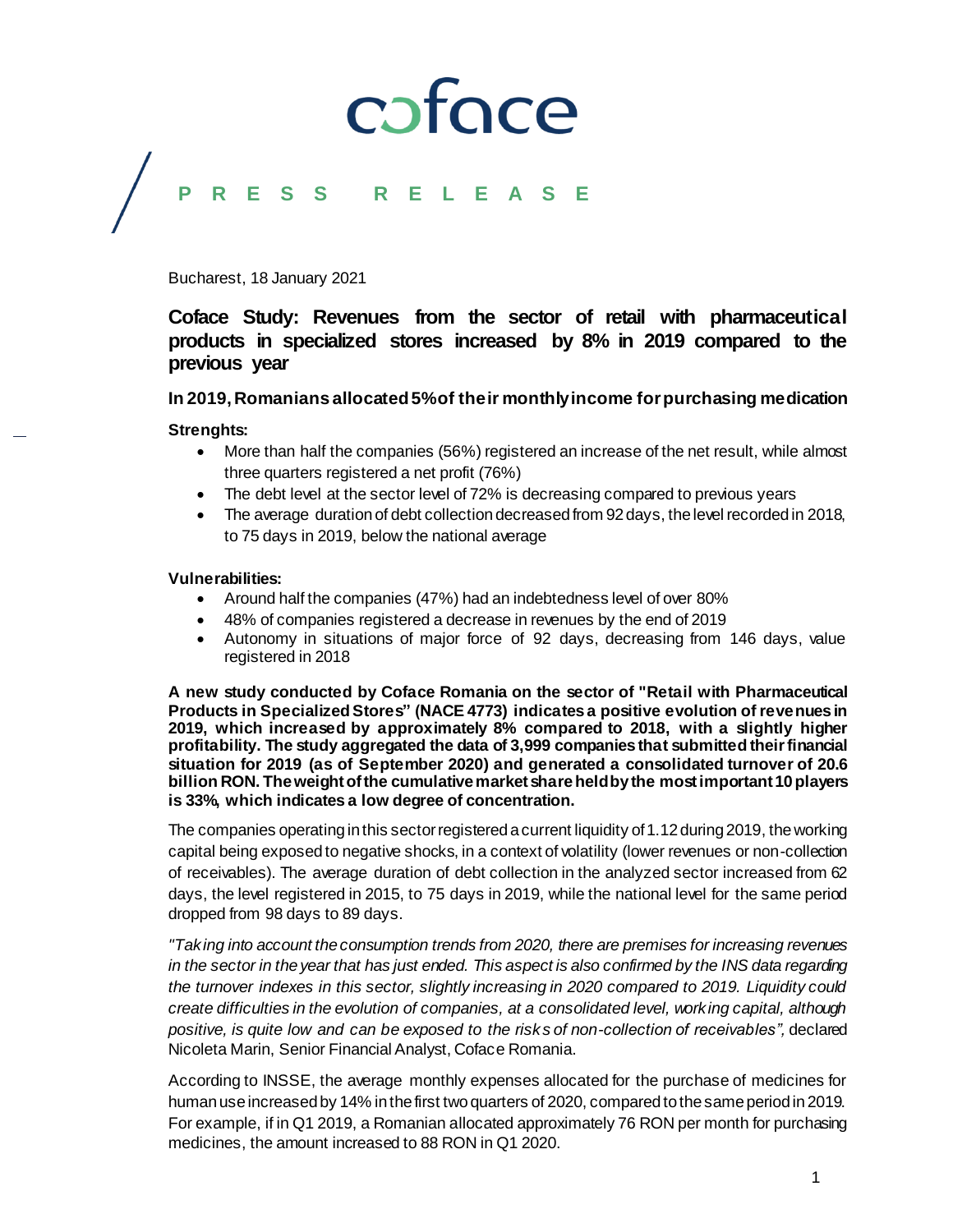coface

**PRESS RELEASE**

Bucharest, 18 January 2021

# Coface Study: Revenues from the sector of retail with pharmaceutical products in specialized stores increased by 8% in 2019 compared to the previous year

### In 2019, Romanians allocated 5% of their monthly income for purchasing medication

**Strenghts:**

- More than half the companies (56%) registered an increase of the net result, while almost three quarters registered a net profit (76%)
- The debt level at the sector level of 72% is decreasing compared to previous years
- The average duration of debt collection decreased from 92 days, the level recorded in 2018, to 75 days in 2019, below the national average

**Vulnerabilities:**

- Around half the companies (47%) had an indebtedness level of over 80%
- 48% of companies registered a decrease in revenues by the end of 2019
- Autonomy in situations of major force of 92 days, decreasing from 146 days, value registered in 2018

**A new study conducted by Coface Romania on the sector of "Retail with Pharmaceutical Products in Specialized Stores" (NACE 4773) indicates a positive evolution of revenues in 2019, which increased by approximately 8% compared to 2018, with a slightly higher profitability. The study aggregated the data of 3,999 companies that submitted their financial situation for 2019 (as of September 2020) and generated a consolidated turnover of 20.6 billion RON. The weight of the cumulative market share held by the most important 10 players is 33%, which indicates a low degree of concentration.**

The companies operating in this sector registered a current liquidity of 1.12 during 2019, the working capital being exposed to negative shocks, in a context of volatility (lower revenues or non-collection of receivables). The average duration of debt collection in the analyzed sector increased from 62 days, the level registered in 2015, to 75 days in 2019, while the national level for the same period dropped from 98 days to 89 days.

*"Taking into account the consumption trends from 2020, there are premises for increasing revenues in the sector in the year that has just ended. This aspect is also confirmed by the INS data regarding the turnover indexes in this sector, slightly increasing in 2020 compared to 2019. Liquidity could create difficulties in the evolution of companies, at a consolidated level, working capital, although positive, is quite low and can be exposed to the risks of non-collection of receivables",* declared Nicoleta Marin, Senior Financial Analyst, Coface Romania.

According to INSSE, the average monthly expenses allocated for the purchase of medicines for human use increased by 14% in the first two quarters of 2020, compared to the same period in 2019. For example, if in Q1 2019, a Romanian allocated approximately 76 RON per month for purchasing medicines, the amount increased to 88 RON in Q1 2020.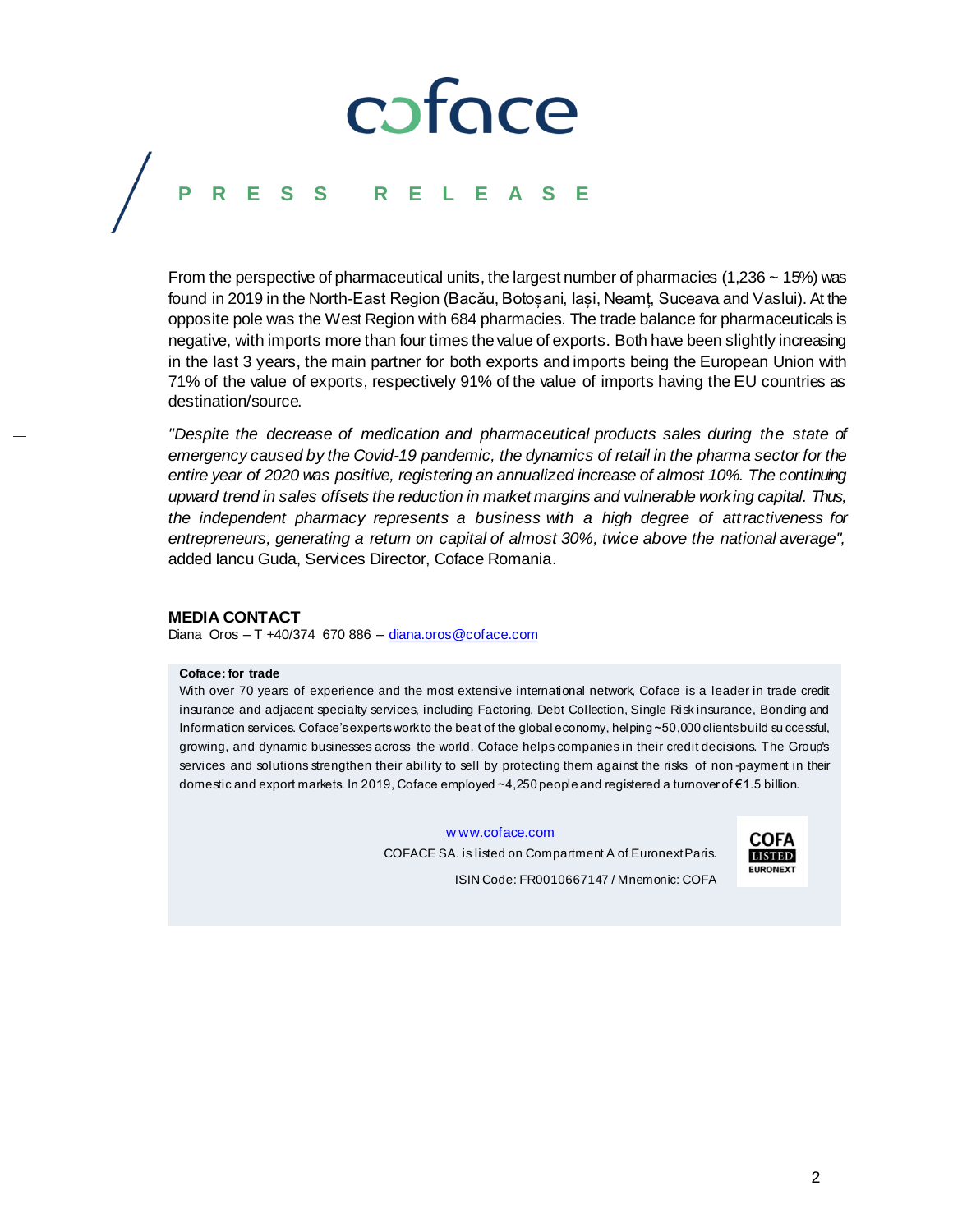# coface

## PRESS RELEASE

From the perspective of pharmaceutical units, the largest number of pharmacies (1,236 ~ 15%) was found in 2019 in the North-East Region (Bacău, Botoșani, Iași, Neamț, Suceava and Vaslui). At the opposite pole was the West Region with 684 pharmacies. The trade balance for pharmaceuticals is negative, with imports more than four times the value of exports. Both have been slightly increasing in the last 3 years, the main partner for both exports and imports being the European Union with 71% of the value of exports, respectively 91% of the value of imports having the EU countries as destination/source.

*"Despite the decrease of medication and pharmaceutical products sales during the state of emergency caused by the Covid-19 pandemic, the dynamics of retail in the pharma sector for the entire year of 2020 was positive, registering an annualized increase of almost 10%. The continuing upward trend in sales offsets the reduction in market margins and vulnerable working capital. Thus, the independent pharmacy represents a business with a high degree of attractiveness for entrepreneurs, generating a return on capital of almost 30%, twice above the national average",* added Iancu Guda, Services Director, Coface Romania.

**MEDIA CONTACT**
Diana Oros – T +40/374 670 886 – diana.oros@coface.com

**Coface: for trade**
With over 70 years of experience and the most extensive international network, Coface is a leader in trade credit insurance and adjacent specialty services, including Factoring, Debt Collection, Single Risk insurance, Bonding and Information services. Coface's experts work to the beat of the global economy, helping ~50,000 clients build successful, growing, and dynamic businesses across the world. Coface helps companies in their credit decisions. The Group's services and solutions strengthen their ability to sell by protecting them against the risks of non-payment in their domestic and export markets. In 2019, Coface employed ~4,250 people and registered a turnover of €1.5 billion.

www.coface.com
COFACE SA. is listed on Compartment A of Euronext Paris.
ISIN Code: FR0010667147 / Mnemonic: COFA

COFA LISTED EURONEXT